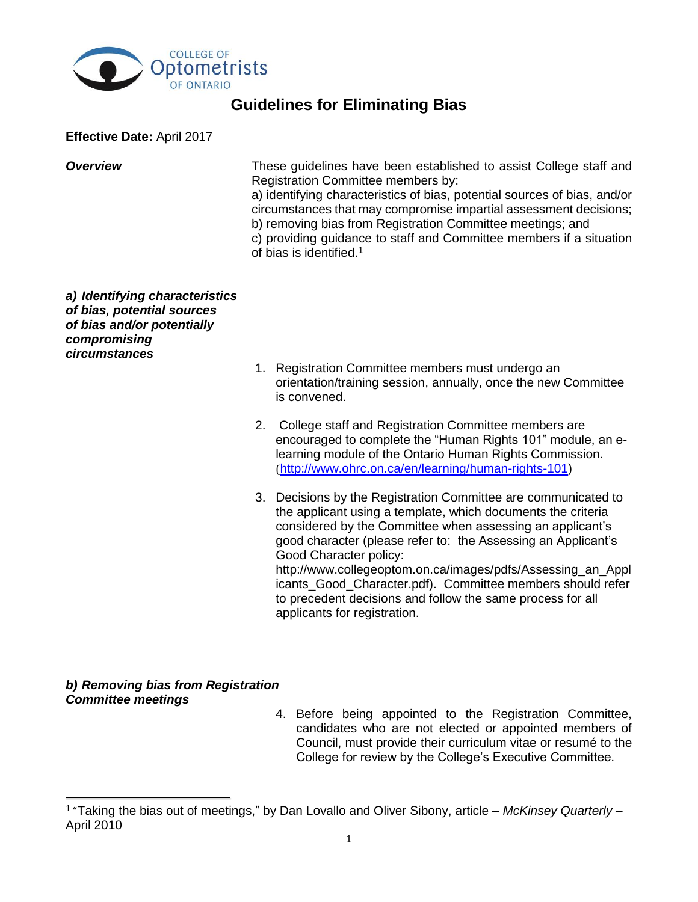COLLEGE OF Optometrists OF ONTARIO

# Guidelines for Eliminating Bias

**Effective Date:** April 2017

***Overview***

These guidelines have been established to assist College staff and Registration Committee members by:
a) identifying characteristics of bias, potential sources of bias, and/or circumstances that may compromise impartial assessment decisions;
b) removing bias from Registration Committee meetings; and
c) providing guidance to staff and Committee members if a situation of bias is identified.[1]

***a) Identifying characteristics of bias, potential sources of bias and/or potentially compromising circumstances***

1. Registration Committee members must undergo an orientation/training session, annually, once the new Committee is convened.

2. College staff and Registration Committee members are encouraged to complete the "Human Rights 101" module, an e-learning module of the Ontario Human Rights Commission. (http://www.ohrc.on.ca/en/learning/human-rights-101)

3. Decisions by the Registration Committee are communicated to the applicant using a template, which documents the criteria considered by the Committee when assessing an applicant's good character (please refer to: the Assessing an Applicant's Good Character policy: http://www.collegeoptom.on.ca/images/pdfs/Assessing_an_Applicants_Good_Character.pdf). Committee members should refer to precedent decisions and follow the same process for all applicants for registration.

***b) Removing bias from Registration Committee meetings***

4. Before being appointed to the Registration Committee, candidates who are not elected or appointed members of Council, must provide their curriculum vitae or resumé to the College for review by the College's Executive Committee.

---

[1] "Taking the bias out of meetings," by Dan Lovallo and Oliver Sibony, article – *McKinsey Quarterly* – April 2010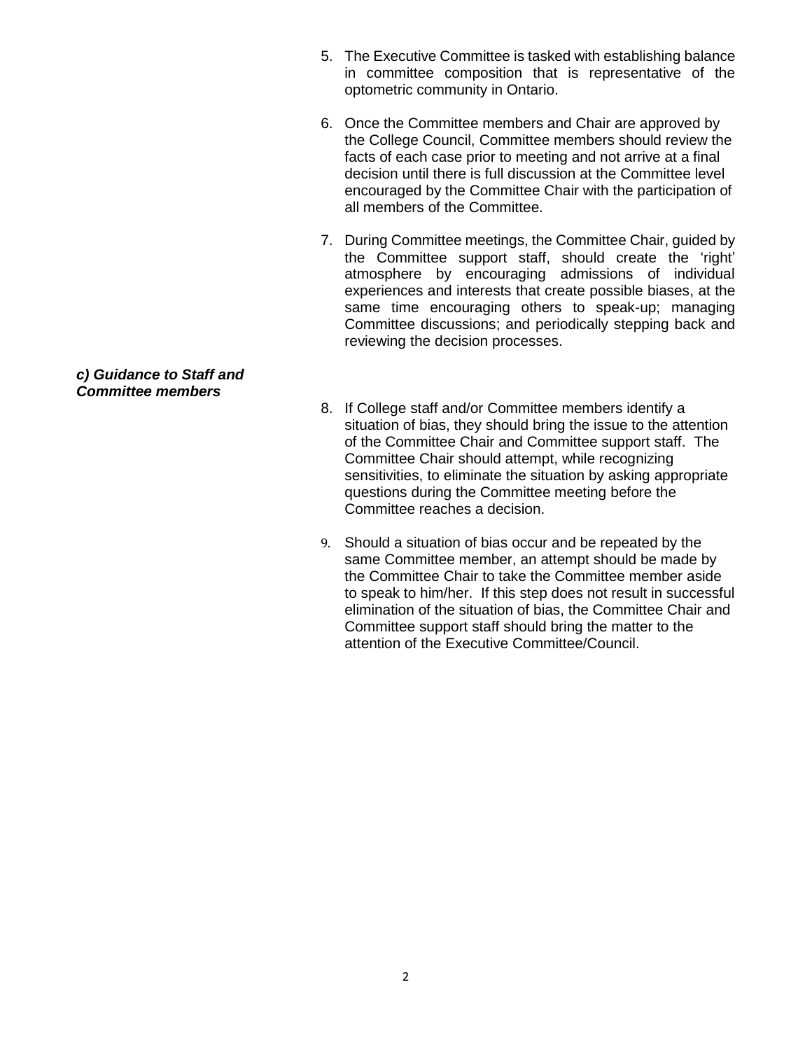5. The Executive Committee is tasked with establishing balance in committee composition that is representative of the optometric community in Ontario.

6. Once the Committee members and Chair are approved by the College Council, Committee members should review the facts of each case prior to meeting and not arrive at a final decision until there is full discussion at the Committee level encouraged by the Committee Chair with the participation of all members of the Committee.

7. During Committee meetings, the Committee Chair, guided by the Committee support staff, should create the 'right' atmosphere by encouraging admissions of individual experiences and interests that create possible biases, at the same time encouraging others to speak-up; managing Committee discussions; and periodically stepping back and reviewing the decision processes.

***c) Guidance to Staff and Committee members***

8. If College staff and/or Committee members identify a situation of bias, they should bring the issue to the attention of the Committee Chair and Committee support staff. The Committee Chair should attempt, while recognizing sensitivities, to eliminate the situation by asking appropriate questions during the Committee meeting before the Committee reaches a decision.

9. Should a situation of bias occur and be repeated by the same Committee member, an attempt should be made by the Committee Chair to take the Committee member aside to speak to him/her. If this step does not result in successful elimination of the situation of bias, the Committee Chair and Committee support staff should bring the matter to the attention of the Executive Committee/Council.